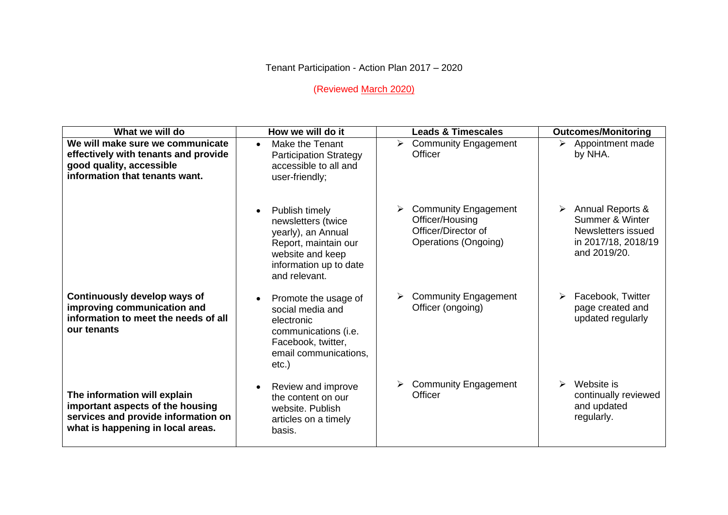Tenant Participation - Action Plan 2017 – 2020

(Reviewed March 2020)

| What we will do | How we will do it | Leads & Timescales | Outcomes/Monitoring |
|---|---|---|---|
| **We will make sure we communicate effectively with tenants and provide good quality, accessible information that tenants want.** | • Make the Tenant Participation Strategy accessible to all and user-friendly; | ➢ Community Engagement Officer | ➢ Appointment made by NHA. |
| | • Publish timely newsletters (twice yearly), an Annual Report, maintain our website and keep information up to date and relevant. | ➢ Community Engagement Officer/Housing Officer/Director of Operations (Ongoing) | ➢ Annual Reports & Summer & Winter Newsletters issued in 2017/18, 2018/19 and 2019/20. |
| **Continuously develop ways of improving communication and information to meet the needs of all our tenants** | • Promote the usage of social media and electronic communications (i.e. Facebook, twitter, email communications, etc.) | ➢ Community Engagement Officer (ongoing) | ➢ Facebook, Twitter page created and updated regularly |
| **The information will explain important aspects of the housing services and provide information on what is happening in local areas.** | • Review and improve the content on our website. Publish articles on a timely basis. | ➢ Community Engagement Officer | ➢ Website is continually reviewed and updated regularly. |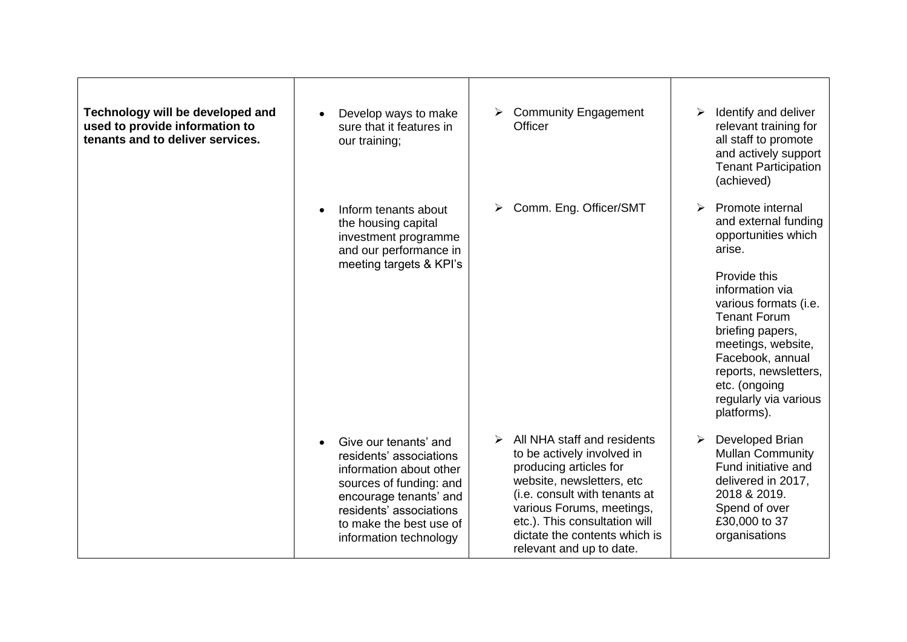| | | | |
|---|---|---|---|
| **Technology will be developed and used to provide information to tenants and to deliver services.** | • Develop ways to make sure that it features in our training; | ➢ Community Engagement Officer | ➢ Identify and deliver relevant training for all staff to promote and actively support Tenant Participation (achieved) |
| | • Inform tenants about the housing capital investment programme and our performance in meeting targets & KPI's | ➢ Comm. Eng. Officer/SMT | ➢ Promote internal and external funding opportunities which arise.<br><br>Provide this information via various formats (i.e. Tenant Forum briefing papers, meetings, website, Facebook, annual reports, newsletters, etc. (ongoing regularly via various platforms). |
| | • Give our tenants' and residents' associations information about other sources of funding: and encourage tenants' and residents' associations to make the best use of information technology | ➢ All NHA staff and residents to be actively involved in producing articles for website, newsletters, etc (i.e. consult with tenants at various Forums, meetings, etc.). This consultation will dictate the contents which is relevant and up to date. | ➢ Developed Brian Mullan Community Fund initiative and delivered in 2017, 2018 & 2019. Spend of over £30,000 to 37 organisations |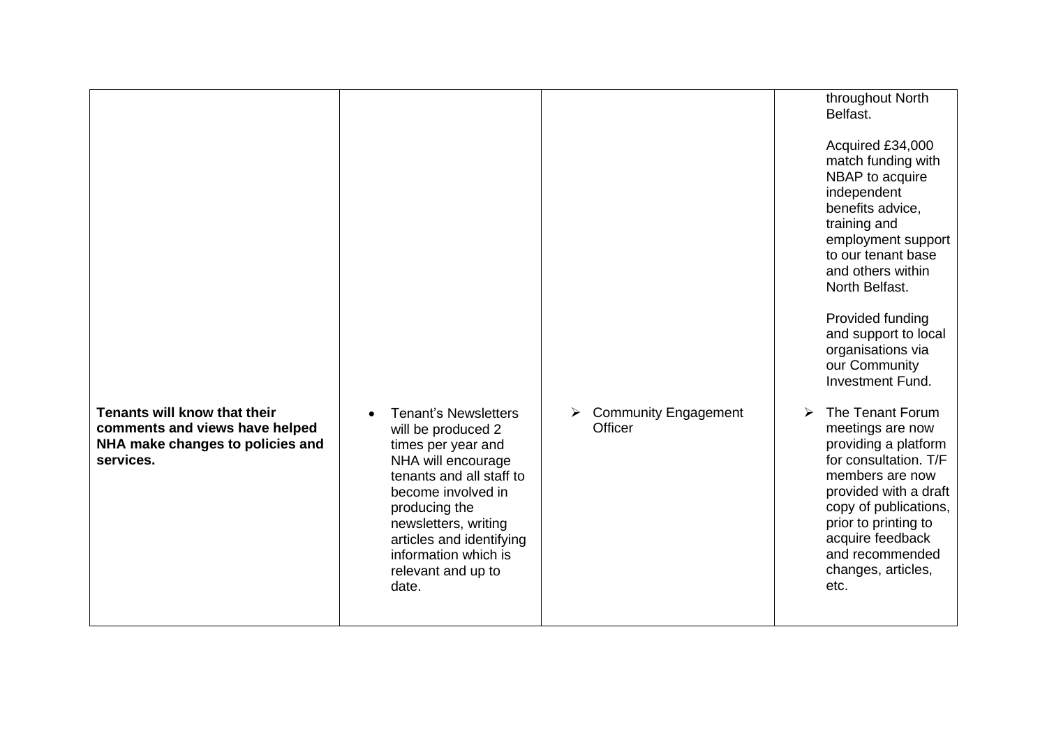| | | | |
|---|---|---|---|
| | | | throughout North Belfast.<br><br>Acquired £34,000 match funding with NBAP to acquire independent benefits advice, training and employment support to our tenant base and others within North Belfast.<br><br>Provided funding and support to local organisations via our Community Investment Fund. |
| **Tenants will know that their comments and views have helped NHA make changes to policies and services.** | • Tenant's Newsletters will be produced 2 times per year and NHA will encourage tenants and all staff to become involved in producing the newsletters, writing articles and identifying information which is relevant and up to date. | ➢ Community Engagement Officer | ➢ The Tenant Forum meetings are now providing a platform for consultation. T/F members are now provided with a draft copy of publications, prior to printing to acquire feedback and recommended changes, articles, etc. |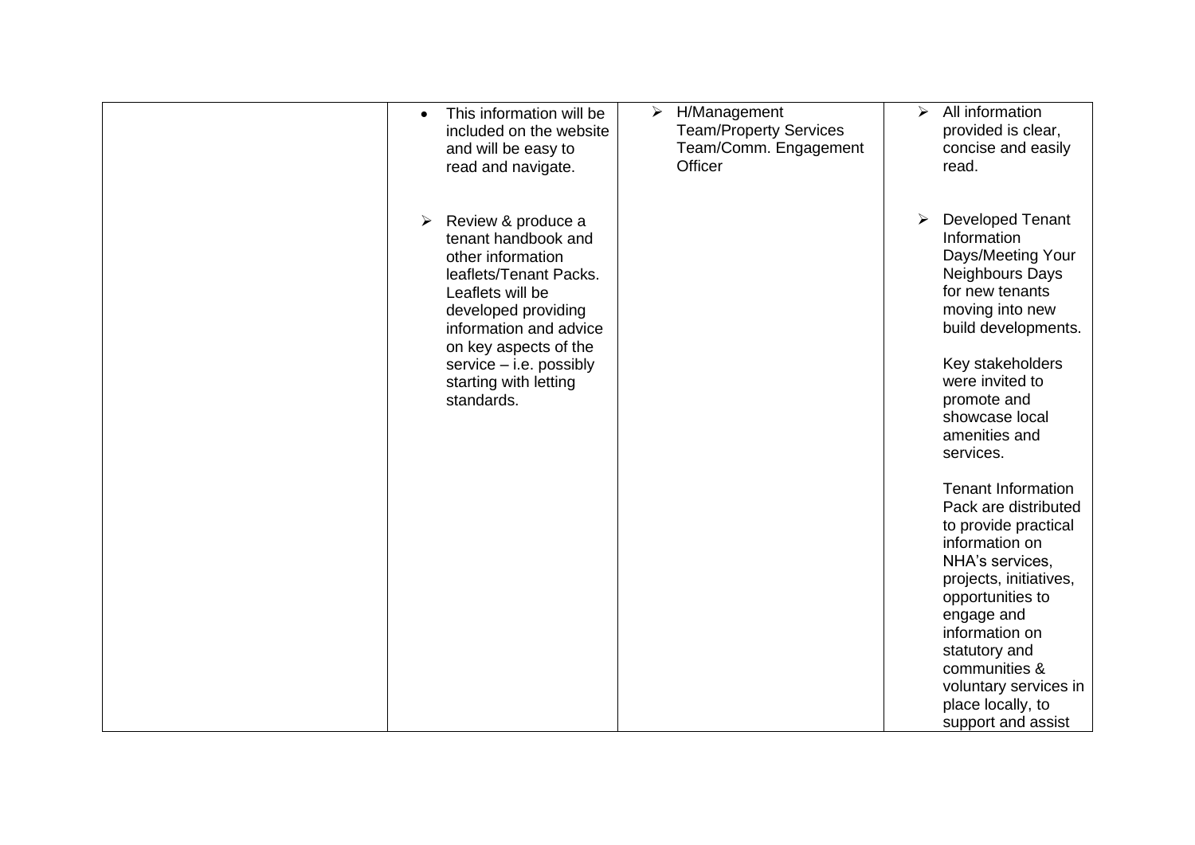| | | | |
|---|---|---|---|
| | • This information will be included on the website and will be easy to read and navigate.<br><br>➢ Review & produce a tenant handbook and other information leaflets/Tenant Packs. Leaflets will be developed providing information and advice on key aspects of the service – i.e. possibly starting with letting standards. | ➢ H/Management Team/Property Services Team/Comm. Engagement Officer | ➢ All information provided is clear, concise and easily read.<br><br>➢ Developed Tenant Information Days/Meeting Your Neighbours Days for new tenants moving into new build developments.<br><br>Key stakeholders were invited to promote and showcase local amenities and services.<br><br>Tenant Information Pack are distributed to provide practical information on NHA's services, projects, initiatives, opportunities to engage and information on statutory and communities & voluntary services in place locally, to support and assist |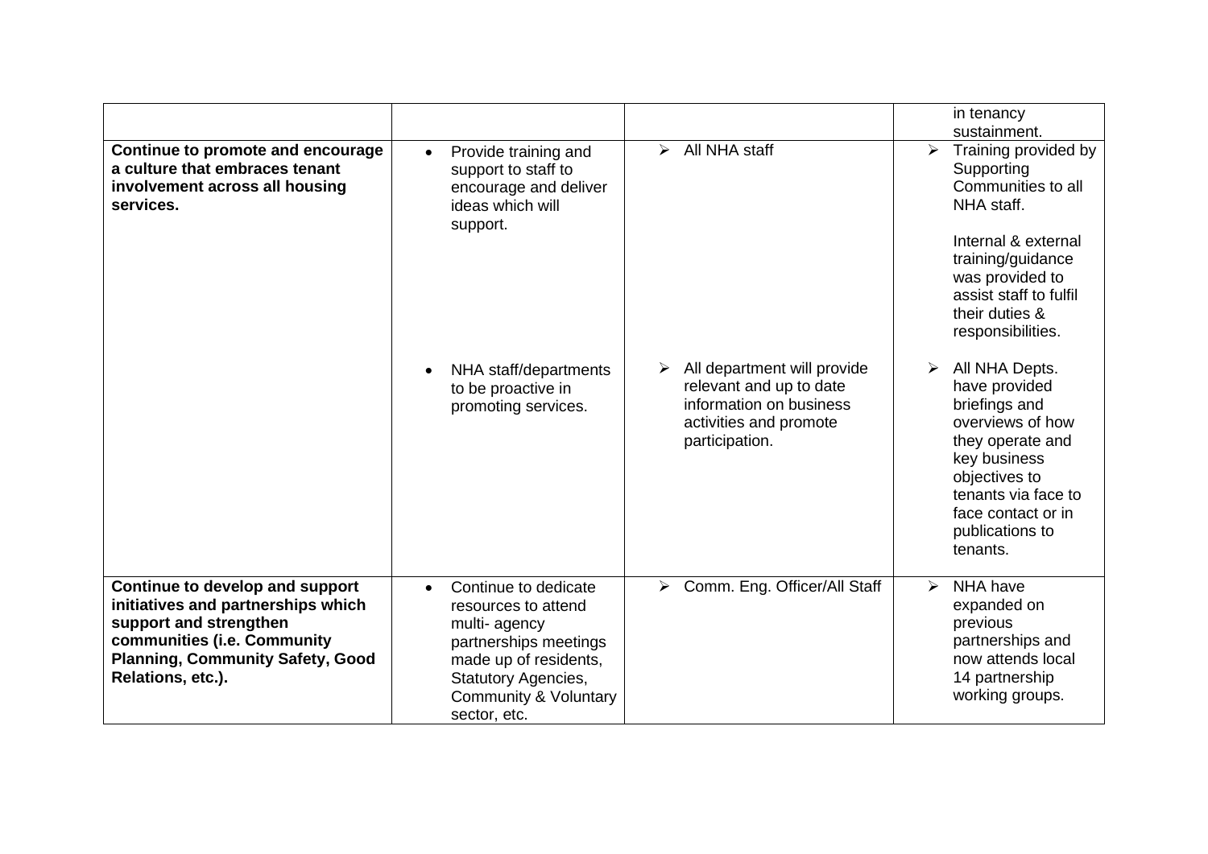| | | | |
|---|---|---|---|
| | | | in tenancy sustainment. |
| **Continue to promote and encourage a culture that embraces tenant involvement across all housing services.** | • Provide training and support to staff to encourage and deliver ideas which will support. | ➢ All NHA staff | ➢ Training provided by Supporting Communities to all NHA staff.<br><br>Internal & external training/guidance was provided to assist staff to fulfil their duties & responsibilities. |
| | • NHA staff/departments to be proactive in promoting services. | ➢ All department will provide relevant and up to date information on business activities and promote participation. | ➢ All NHA Depts. have provided briefings and overviews of how they operate and key business objectives to tenants via face to face contact or in publications to tenants. |
| **Continue to develop and support initiatives and partnerships which support and strengthen communities (i.e. Community Planning, Community Safety, Good Relations, etc.).** | • Continue to dedicate resources to attend multi- agency partnerships meetings made up of residents, Statutory Agencies, Community & Voluntary sector, etc. | ➢ Comm. Eng. Officer/All Staff | ➢ NHA have expanded on previous partnerships and now attends local 14 partnership working groups. |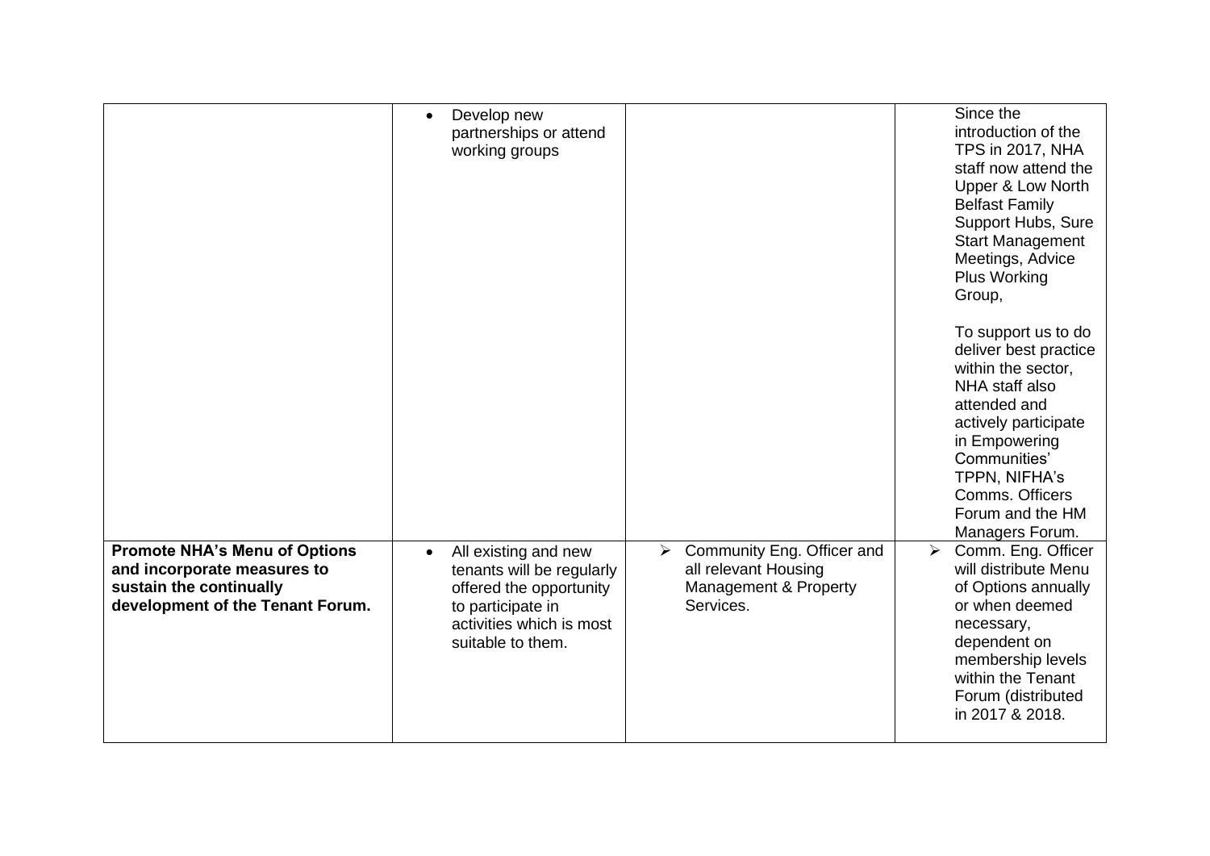| | | | |
|---|---|---|---|
| | • Develop new partnerships or attend working groups | | Since the introduction of the TPS in 2017, NHA staff now attend the Upper & Low North Belfast Family Support Hubs, Sure Start Management Meetings, Advice Plus Working Group,<br><br>To support us to do deliver best practice within the sector, NHA staff also attended and actively participate in Empowering Communities' TPPN, NIFHA's Comms. Officers Forum and the HM Managers Forum. |
| **Promote NHA's Menu of Options and incorporate measures to sustain the continually development of the Tenant Forum.** | • All existing and new tenants will be regularly offered the opportunity to participate in activities which is most suitable to them. | ➢ Community Eng. Officer and all relevant Housing Management & Property Services. | ➢ Comm. Eng. Officer will distribute Menu of Options annually or when deemed necessary, dependent on membership levels within the Tenant Forum (distributed in 2017 & 2018. |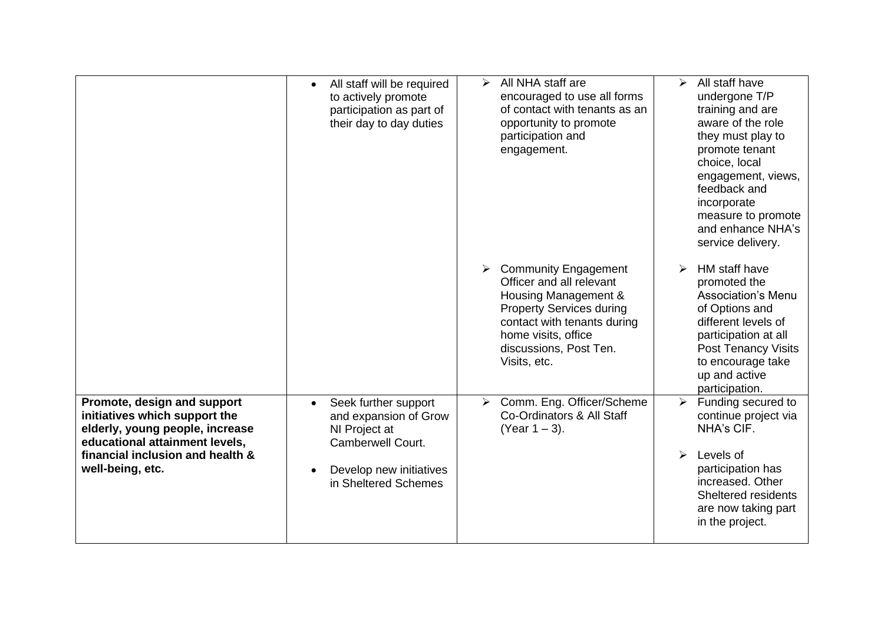| | | | |
|---|---|---|---|
| | • All staff will be required to actively promote participation as part of their day to day duties | ➢ All NHA staff are encouraged to use all forms of contact with tenants as an opportunity to promote participation and engagement.<br><br>➢ Community Engagement Officer and all relevant Housing Management & Property Services during contact with tenants during home visits, office discussions, Post Ten. Visits, etc. | ➢ All staff have undergone T/P training and are aware of the role they must play to promote tenant choice, local engagement, views, feedback and incorporate measure to promote and enhance NHA's service delivery.<br><br>➢ HM staff have promoted the Association's Menu of Options and different levels of participation at all Post Tenancy Visits to encourage take up and active participation. |
| **Promote, design and support initiatives which support the elderly, young people, increase educational attainment levels, financial inclusion and health & well-being, etc.** | • Seek further support and expansion of Grow NI Project at Camberwell Court.<br><br>• Develop new initiatives in Sheltered Schemes | ➢ Comm. Eng. Officer/Scheme Co-Ordinators & All Staff (Year 1 – 3). | ➢ Funding secured to continue project via NHA's CIF.<br><br>➢ Levels of participation has increased. Other Sheltered residents are now taking part in the project. |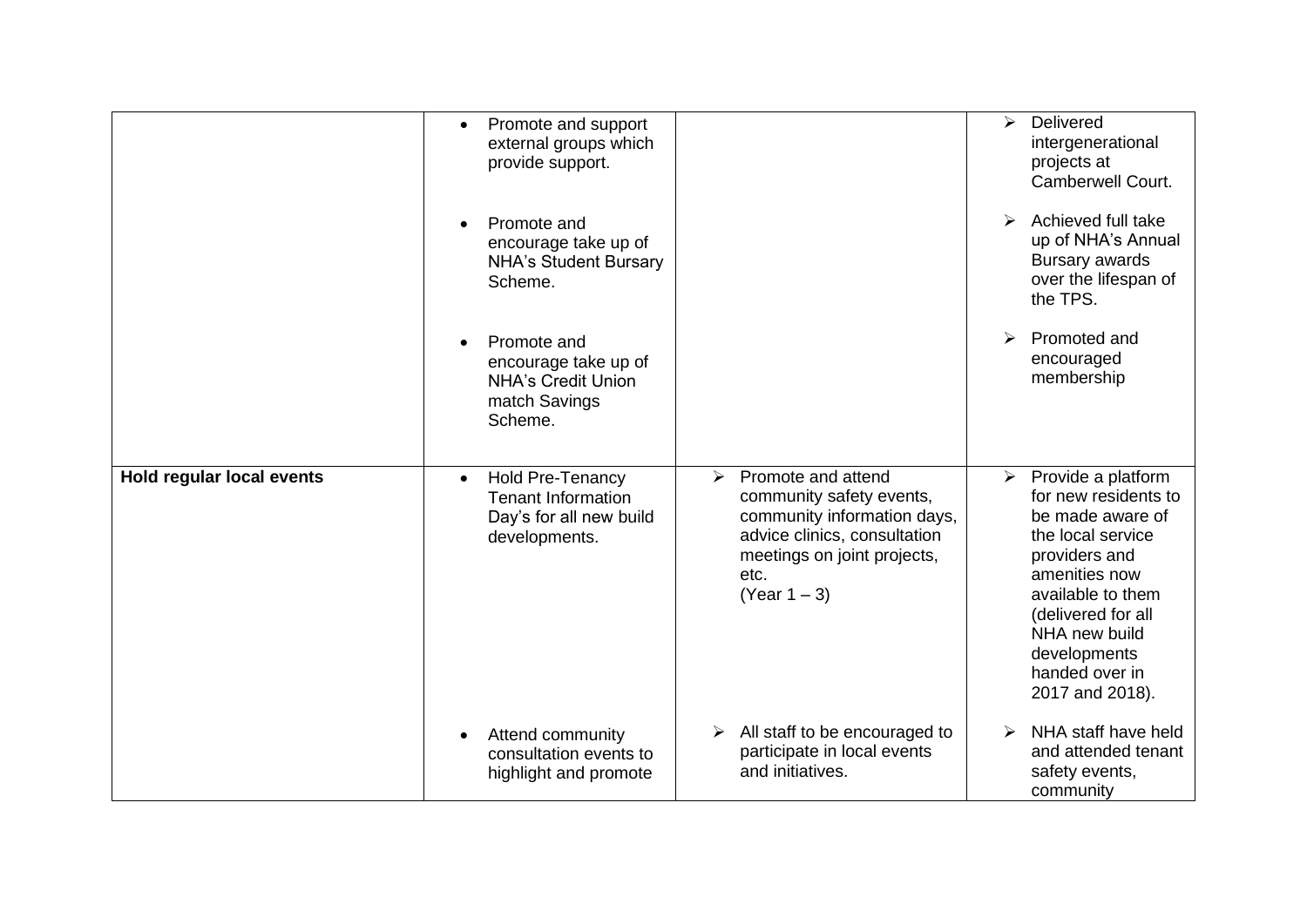| | | | |
|---|---|---|---|
| | • Promote and support external groups which provide support. | | ➢ Delivered intergenerational projects at Camberwell Court. |
| | • Promote and encourage take up of NHA's Student Bursary Scheme. | | ➢ Achieved full take up of NHA's Annual Bursary awards over the lifespan of the TPS. |
| | • Promote and encourage take up of NHA's Credit Union match Savings Scheme. | | ➢ Promoted and encouraged membership |
| **Hold regular local events** | • Hold Pre-Tenancy Tenant Information Day's for all new build developments. | ➢ Promote and attend community safety events, community information days, advice clinics, consultation meetings on joint projects, etc. (Year 1 – 3) | ➢ Provide a platform for new residents to be made aware of the local service providers and amenities now available to them (delivered for all NHA new build developments handed over in 2017 and 2018). |
| | • Attend community consultation events to highlight and promote | ➢ All staff to be encouraged to participate in local events and initiatives. | ➢ NHA staff have held and attended tenant safety events, community |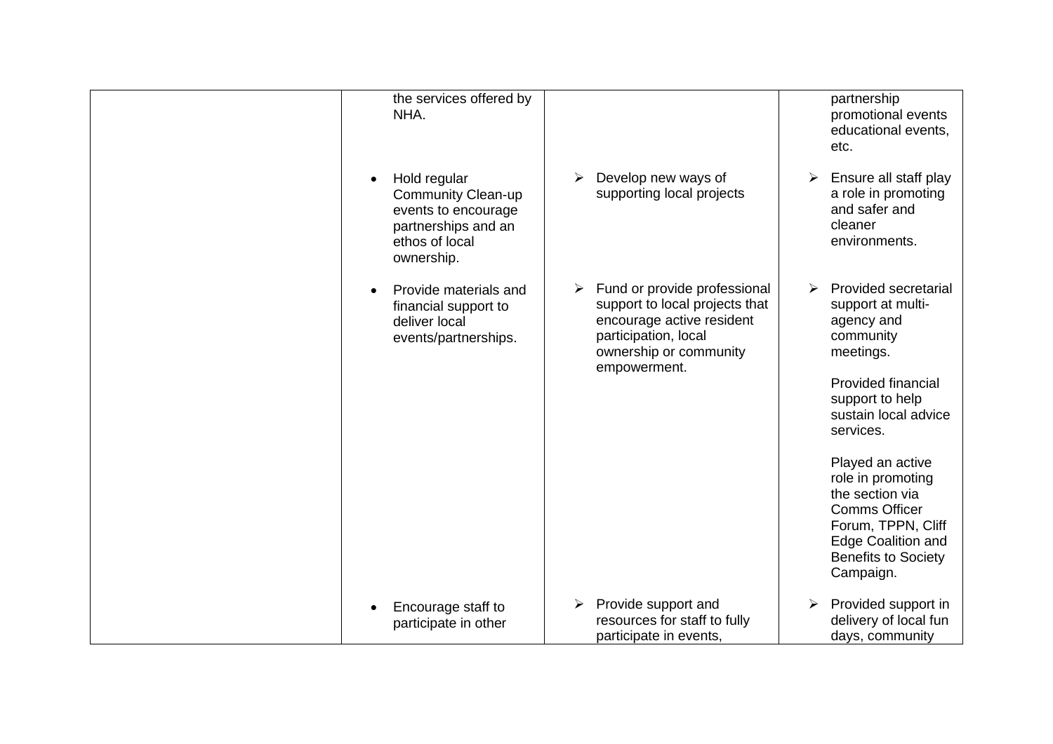| | | | |
|---|---|---|---|
| | the services offered by NHA. | | partnership promotional events educational events, etc. |
| | • Hold regular Community Clean-up events to encourage partnerships and an ethos of local ownership. | ➢ Develop new ways of supporting local projects | ➢ Ensure all staff play a role in promoting and safer and cleaner environments. |
| | • Provide materials and financial support to deliver local events/partnerships. | ➢ Fund or provide professional support to local projects that encourage active resident participation, local ownership or community empowerment. | ➢ Provided secretarial support at multi-agency and community meetings.<br><br>Provided financial support to help sustain local advice services.<br><br>Played an active role in promoting the section via Comms Officer Forum, TPPN, Cliff Edge Coalition and Benefits to Society Campaign. |
| | • Encourage staff to participate in other | ➢ Provide support and resources for staff to fully participate in events, | ➢ Provided support in delivery of local fun days, community |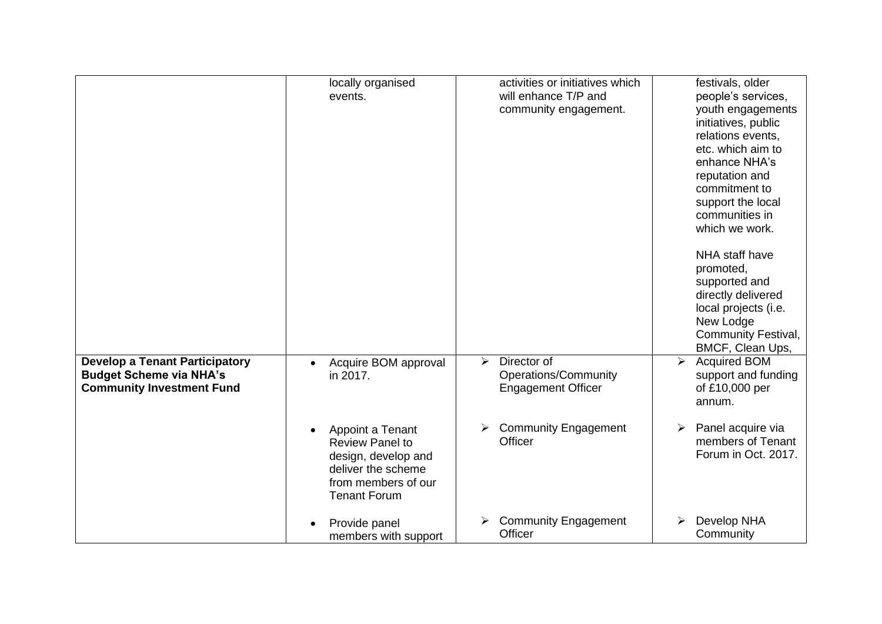| | | | |
|---|---|---|---|
| | locally organised events. | activities or initiatives which will enhance T/P and community engagement. | festivals, older people's services, youth engagements initiatives, public relations events, etc. which aim to enhance NHA's reputation and commitment to support the local communities in which we work.<br><br>NHA staff have promoted, supported and directly delivered local projects (i.e. New Lodge Community Festival, BMCF, Clean Ups, |
| **Develop a Tenant Participatory Budget Scheme via NHA's Community Investment Fund** | • Acquire BOM approval in 2017. | ➢ Director of Operations/Community Engagement Officer | ➢ Acquired BOM support and funding of £10,000 per annum. |
| | • Appoint a Tenant Review Panel to design, develop and deliver the scheme from members of our Tenant Forum | ➢ Community Engagement Officer | ➢ Panel acquire via members of Tenant Forum in Oct. 2017. |
| | • Provide panel members with support | ➢ Community Engagement Officer | ➢ Develop NHA Community |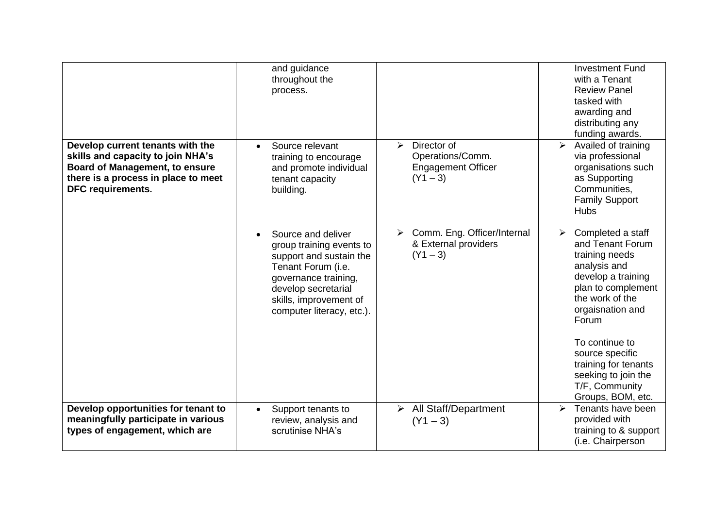| | | | |
|---|---|---|---|
| | and guidance throughout the process. | | Investment Fund with a Tenant Review Panel tasked with awarding and distributing any funding awards. |
| **Develop current tenants with the skills and capacity to join NHA's Board of Management, to ensure there is a process in place to meet DFC requirements.** | • Source relevant training to encourage and promote individual tenant capacity building. | ➢ Director of Operations/Comm. Engagement Officer (Y1 – 3) | ➢ Availed of training via professional organisations such as Supporting Communities, Family Support Hubs |
| | • Source and deliver group training events to support and sustain the Tenant Forum (i.e. governance training, develop secretarial skills, improvement of computer literacy, etc.). | ➢ Comm. Eng. Officer/Internal & External providers (Y1 – 3) | ➢ Completed a staff and Tenant Forum training needs analysis and develop a training plan to complement the work of the orgaisnation and Forum<br><br>To continue to source specific training for tenants seeking to join the T/F, Community Groups, BOM, etc. |
| **Develop opportunities for tenant to meaningfully participate in various types of engagement, which are** | • Support tenants to review, analysis and scrutinise NHA's | ➢ All Staff/Department (Y1 – 3) | ➢ Tenants have been provided with training to & support (i.e. Chairperson |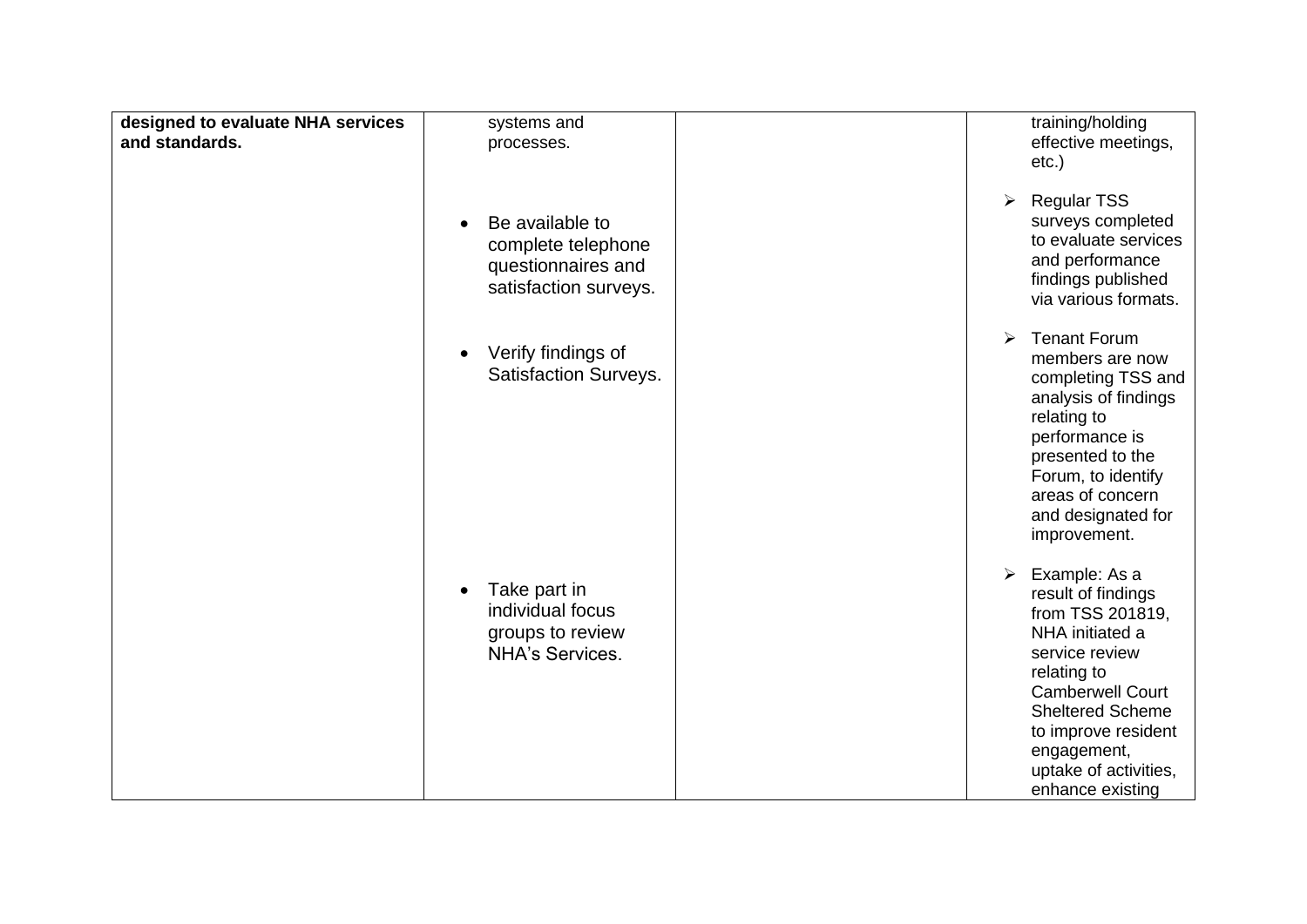| | | | |
|---|---|---|---|
| **designed to evaluate NHA services and standards.** | systems and processes.<br><br>• Be available to complete telephone questionnaires and satisfaction surveys.<br><br>• Verify findings of Satisfaction Surveys.<br><br>• Take part in individual focus groups to review NHA's Services. | | training/holding effective meetings, etc.)<br><br>➢ Regular TSS surveys completed to evaluate services and performance findings published via various formats.<br><br>➢ Tenant Forum members are now completing TSS and analysis of findings relating to performance is presented to the Forum, to identify areas of concern and designated for improvement.<br><br>➢ Example: As a result of findings from TSS 201819, NHA initiated a service review relating to Camberwell Court Sheltered Scheme to improve resident engagement, uptake of activities, enhance existing |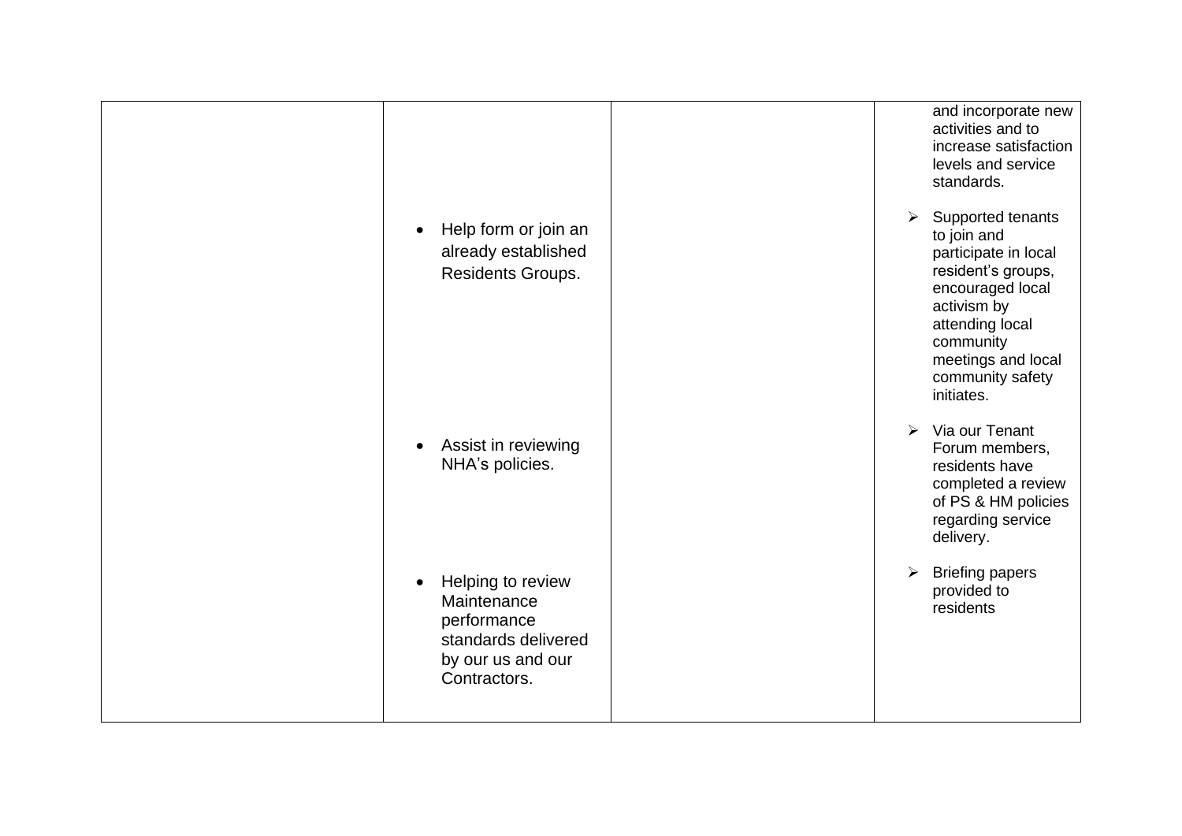| | | | |
|---|---|---|---|
| | • Help form or join an already established Residents Groups.<br><br>• Assist in reviewing NHA's policies.<br><br>• Helping to review Maintenance performance standards delivered by our us and our Contractors. | | and incorporate new activities and to increase satisfaction levels and service standards.<br><br>➢ Supported tenants to join and participate in local resident's groups, encouraged local activism by attending local community meetings and local community safety initiates.<br><br>➢ Via our Tenant Forum members, residents have completed a review of PS & HM policies regarding service delivery.<br><br>➢ Briefing papers provided to residents |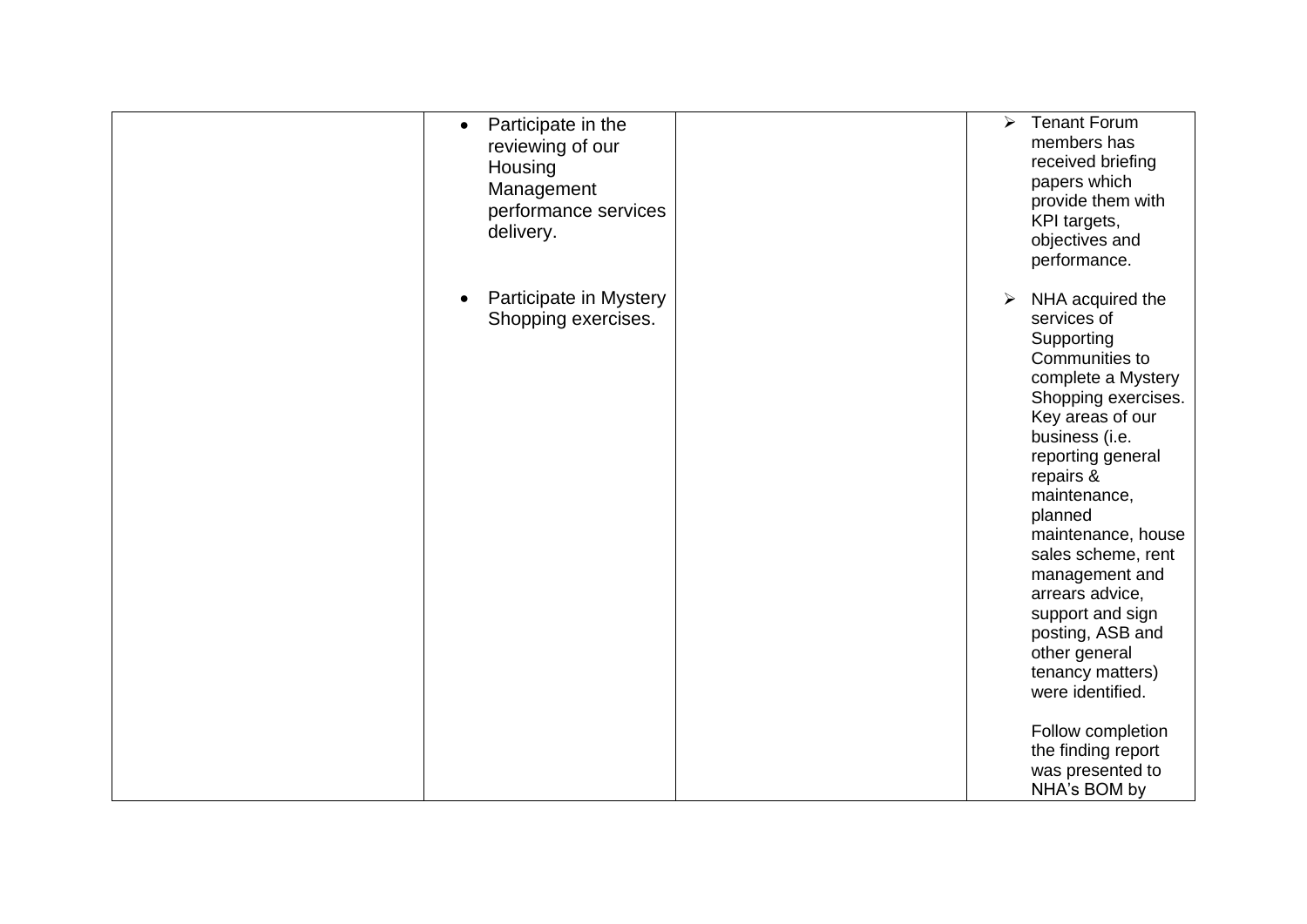| | | | |
|---|---|---|---|
| | • Participate in the reviewing of our Housing Management performance services delivery.<br><br>• Participate in Mystery Shopping exercises. | | ➢ Tenant Forum members has received briefing papers which provide them with KPI targets, objectives and performance.<br><br>➢ NHA acquired the services of Supporting Communities to complete a Mystery Shopping exercises. Key areas of our business (i.e. reporting general repairs & maintenance, planned maintenance, house sales scheme, rent management and arrears advice, support and sign posting, ASB and other general tenancy matters) were identified.<br><br>Follow completion the finding report was presented to NHA's BOM by |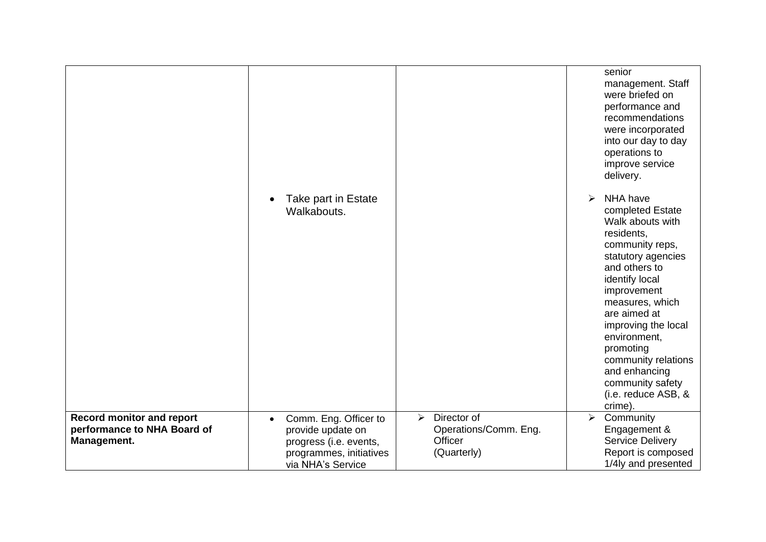| | | | |
|---|---|---|---|
| | • Take part in Estate Walkabouts. | | senior management. Staff were briefed on performance and recommendations were incorporated into our day to day operations to improve service delivery.<br><br>➢ NHA have completed Estate Walk abouts with residents, community reps, statutory agencies and others to identify local improvement measures, which are aimed at improving the local environment, promoting community relations and enhancing community safety (i.e. reduce ASB, & crime). |
| **Record monitor and report performance to NHA Board of Management.** | • Comm. Eng. Officer to provide update on progress (i.e. events, programmes, initiatives via NHA's Service | ➢ Director of Operations/Comm. Eng. Officer (Quarterly) | ➢ Community Engagement & Service Delivery Report is composed 1/4ly and presented |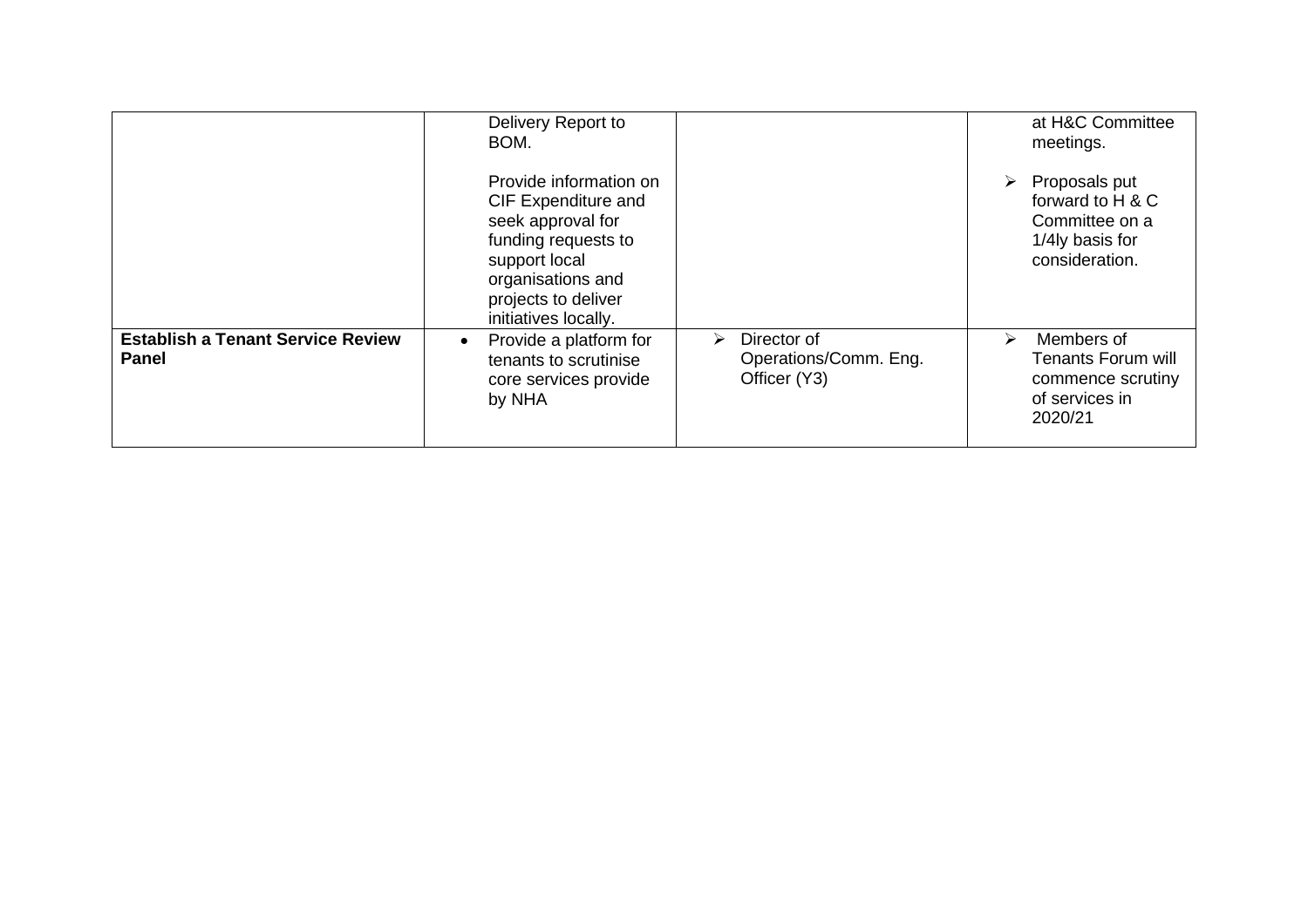| | | | |
|---|---|---|---|
| | Delivery Report to BOM.<br><br>Provide information on CIF Expenditure and seek approval for funding requests to support local organisations and projects to deliver initiatives locally. | | at H&C Committee meetings.<br><br>➢ Proposals put forward to H & C Committee on a 1/4ly basis for consideration. |
| **Establish a Tenant Service Review Panel** | • Provide a platform for tenants to scrutinise core services provide by NHA | ➢ Director of Operations/Comm. Eng. Officer (Y3) | ➢ Members of Tenants Forum will commence scrutiny of services in 2020/21 |